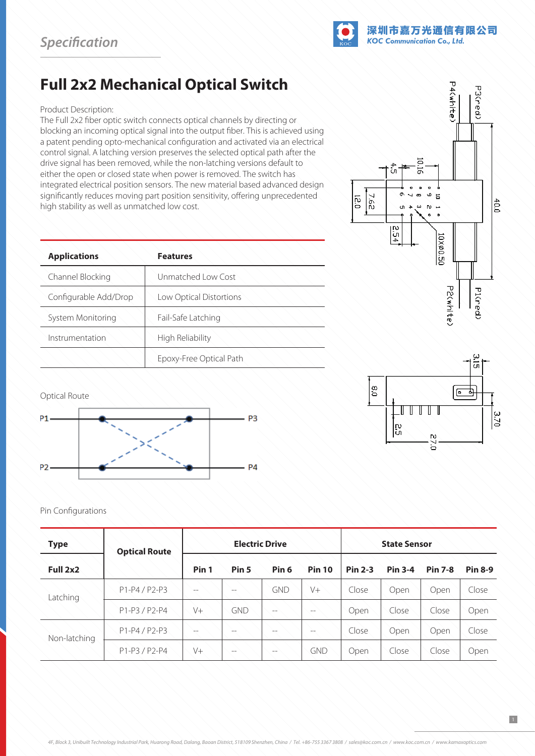*Specification*

深圳市嘉万光通信有限公司
*KOC Communication Co., Ltd.*

# Full 2x2 Mechanical Optical Switch

Product Description:
The Full 2x2 fiber optic switch connects optical channels by directing or blocking an incoming optical signal into the output fiber. This is achieved using a patent pending opto-mechanical configuration and activated via an electrical control signal. A latching version preserves the selected optical path after the drive signal has been removed, while the non-latching versions default to either the open or closed state when power is removed. The switch has integrated electrical position sensors. The new material based advanced design significantly reduces moving part position sensitivity, offering unprecedented high stability as well as unmatched low cost.

| Applications | Features |
|---|---|
| Channel Blocking | Unmatched Low Cost |
| Configurable Add/Drop | Low Optical Distortions |
| System Monitoring | Fail-Safe Latching |
| Instrumentation | High Reliability |
| | Epoxy-Free Optical Path |

Optical Route

Pin Configurations

| Type | Optical Route | Electric Drive | | | | State Sensor | | | |
|---|---|---|---|---|---|---|---|---|---|
| Full 2x2 | | Pin 1 | Pin 5 | Pin 6 | Pin 10 | Pin 2-3 | Pin 3-4 | Pin 7-8 | Pin 8-9 |
| Latching | P1-P4 / P2-P3 | -- | -- | GND | V+ | Close | Open | Open | Close |
| | P1-P3 / P2-P4 | V+ | GND | -- | -- | Open | Close | Close | Open |
| Non-latching | P1-P4 / P2-P3 | -- | -- | -- | -- | Close | Open | Open | Close |
| | P1-P3 / P2-P4 | V+ | -- | -- | GND | Open | Close | Close | Open |

4F, Block 3, Unibuilt Technology Industrial Park, Huarong Road, Dalang, Baoan District, 518109 Shenzhen, China / Tel. +86-755 3367 3808 / sales@koc.com.cn / www.koc.com.cn / www.kamaxoptics.com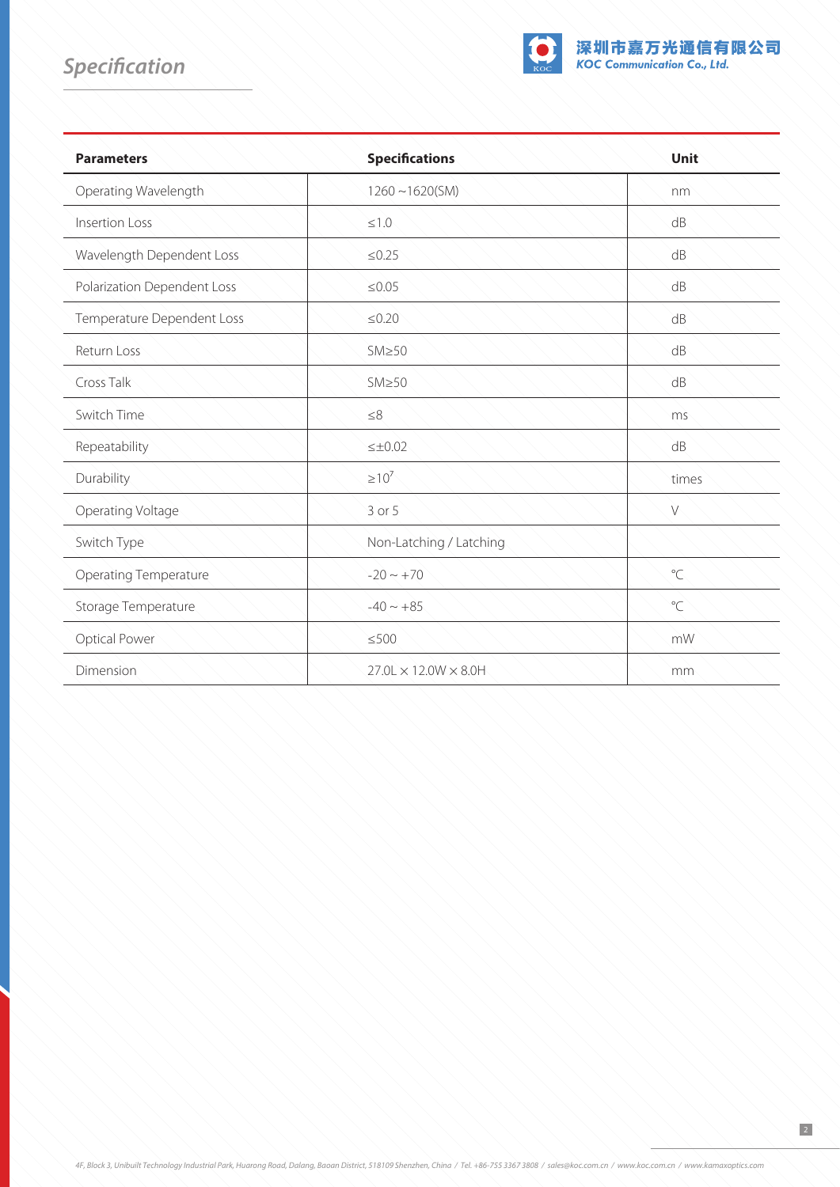# Specification

| Parameters | Specifications | Unit |
|---|---|---|
| Operating Wavelength | 1260 ~1620(SM) | nm |
| Insertion Loss | ≤1.0 | dB |
| Wavelength Dependent Loss | ≤0.25 | dB |
| Polarization Dependent Loss | ≤0.05 | dB |
| Temperature Dependent Loss | ≤0.20 | dB |
| Return Loss | SM≥50 | dB |
| Cross Talk | SM≥50 | dB |
| Switch Time | ≤8 | ms |
| Repeatability | ≤±0.02 | dB |
| Durability | $\geq 10^7$ | times |
| Operating Voltage | 3 or 5 | V |
| Switch Type | Non-Latching / Latching | |
| Operating Temperature | -20 ~ +70 | ℃ |
| Storage Temperature | -40 ~ +85 | ℃ |
| Optical Power | ≤500 | mW |
| Dimension | 27.0L × 12.0W × 8.0H | mm |